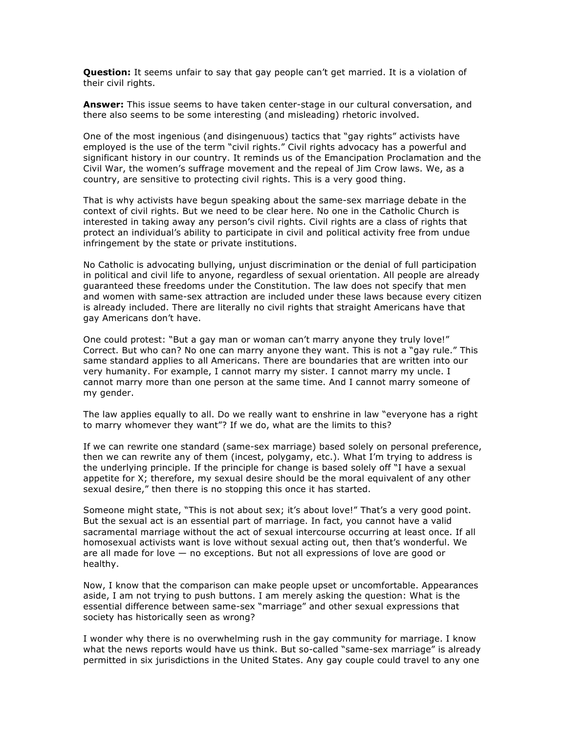**Question:** It seems unfair to say that gay people can't get married. It is a violation of their civil rights.

**Answer:** This issue seems to have taken center-stage in our cultural conversation, and there also seems to be some interesting (and misleading) rhetoric involved.

One of the most ingenious (and disingenuous) tactics that "gay rights" activists have employed is the use of the term "civil rights." Civil rights advocacy has a powerful and significant history in our country. It reminds us of the Emancipation Proclamation and the Civil War, the women's suffrage movement and the repeal of Jim Crow laws. We, as a country, are sensitive to protecting civil rights. This is a very good thing.

That is why activists have begun speaking about the same-sex marriage debate in the context of civil rights. But we need to be clear here. No one in the Catholic Church is interested in taking away any person's civil rights. Civil rights are a class of rights that protect an individual's ability to participate in civil and political activity free from undue infringement by the state or private institutions.

No Catholic is advocating bullying, unjust discrimination or the denial of full participation in political and civil life to anyone, regardless of sexual orientation. All people are already guaranteed these freedoms under the Constitution. The law does not specify that men and women with same-sex attraction are included under these laws because every citizen is already included. There are literally no civil rights that straight Americans have that gay Americans don't have.

One could protest: "But a gay man or woman can't marry anyone they truly love!" Correct. But who can? No one can marry anyone they want. This is not a "gay rule." This same standard applies to all Americans. There are boundaries that are written into our very humanity. For example, I cannot marry my sister. I cannot marry my uncle. I cannot marry more than one person at the same time. And I cannot marry someone of my gender.

The law applies equally to all. Do we really want to enshrine in law "everyone has a right to marry whomever they want"? If we do, what are the limits to this?

If we can rewrite one standard (same-sex marriage) based solely on personal preference, then we can rewrite any of them (incest, polygamy, etc.). What I'm trying to address is the underlying principle. If the principle for change is based solely off "I have a sexual appetite for X; therefore, my sexual desire should be the moral equivalent of any other sexual desire," then there is no stopping this once it has started.

Someone might state, "This is not about sex; it's about love!" That's a very good point. But the sexual act is an essential part of marriage. In fact, you cannot have a valid sacramental marriage without the act of sexual intercourse occurring at least once. If all homosexual activists want is love without sexual acting out, then that's wonderful. We are all made for love — no exceptions. But not all expressions of love are good or healthy.

Now, I know that the comparison can make people upset or uncomfortable. Appearances aside, I am not trying to push buttons. I am merely asking the question: What is the essential difference between same-sex "marriage" and other sexual expressions that society has historically seen as wrong?

I wonder why there is no overwhelming rush in the gay community for marriage. I know what the news reports would have us think. But so-called "same-sex marriage" is already permitted in six jurisdictions in the United States. Any gay couple could travel to any one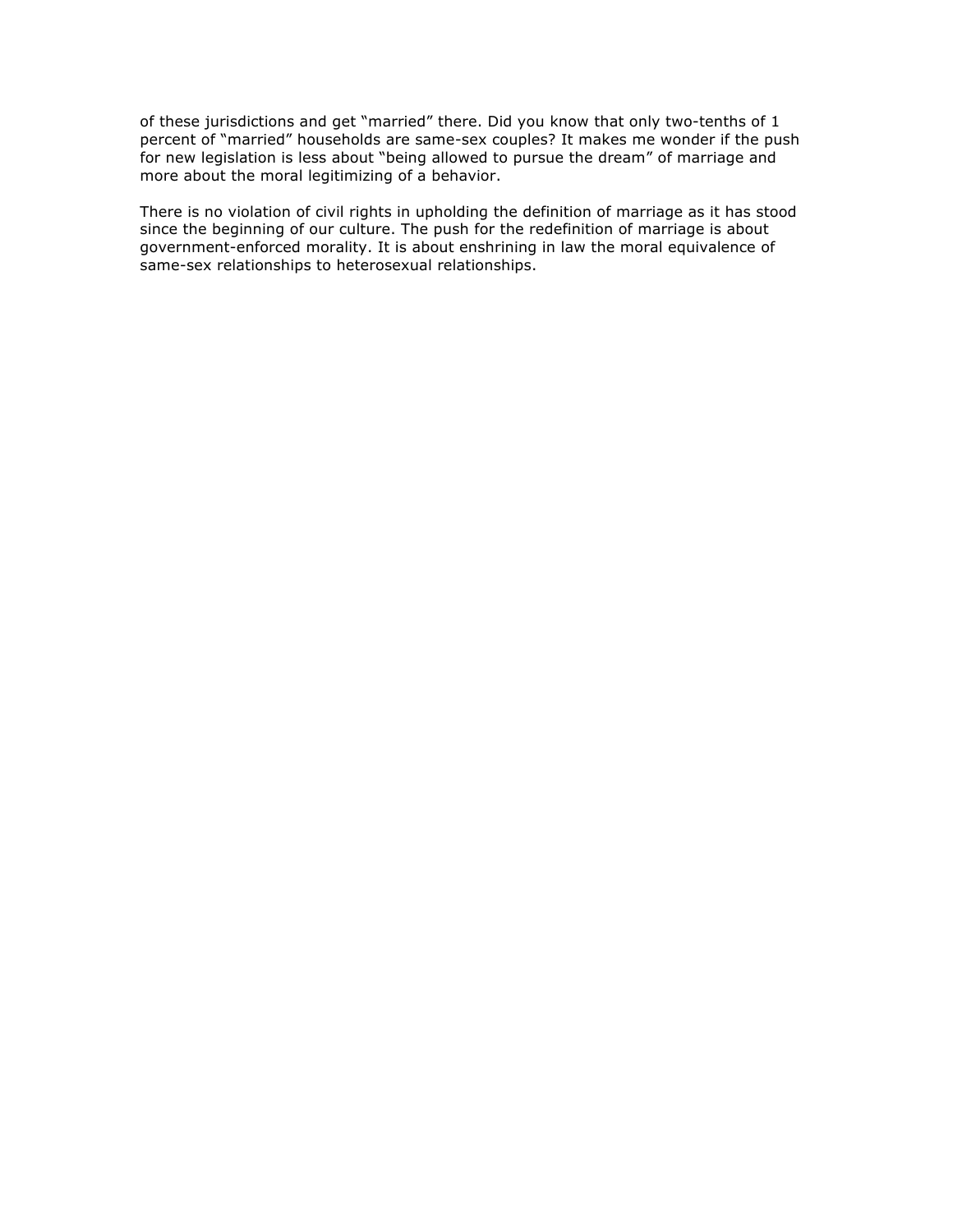of these jurisdictions and get "married" there. Did you know that only two-tenths of 1 percent of "married" households are same-sex couples? It makes me wonder if the push for new legislation is less about "being allowed to pursue the dream" of marriage and more about the moral legitimizing of a behavior.

There is no violation of civil rights in upholding the definition of marriage as it has stood since the beginning of our culture. The push for the redefinition of marriage is about government-enforced morality. It is about enshrining in law the moral equivalence of same-sex relationships to heterosexual relationships.